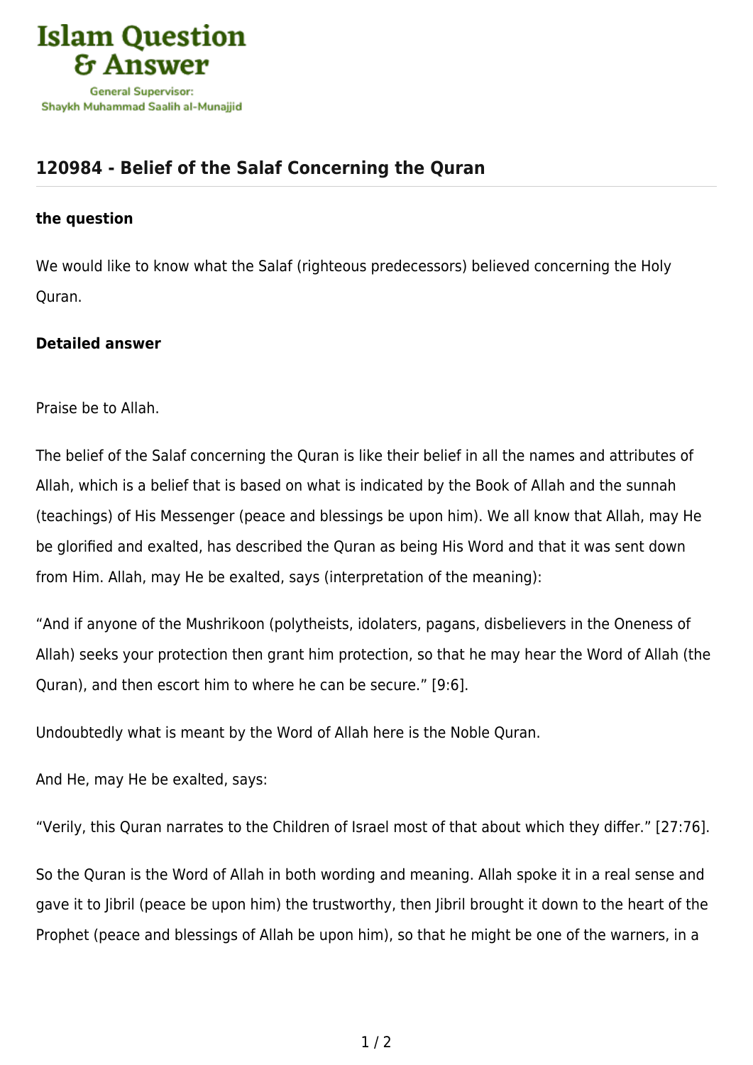# 120984 - Belief of the Salaf Concerning the Quran

**the question**

We would like to know what the Salaf (righteous predecessors) believed concerning the Holy Quran.

**Detailed answer**

Praise be to Allah.

The belief of the Salaf concerning the Quran is like their belief in all the names and attributes of Allah, which is a belief that is based on what is indicated by the Book of Allah and the sunnah (teachings) of His Messenger (peace and blessings be upon him). We all know that Allah, may He be glorified and exalted, has described the Quran as being His Word and that it was sent down from Him. Allah, may He be exalted, says (interpretation of the meaning):

“And if anyone of the Mushrikoon (polytheists, idolaters, pagans, disbelievers in the Oneness of Allah) seeks your protection then grant him protection, so that he may hear the Word of Allah (the Quran), and then escort him to where he can be secure.” [9:6].

Undoubtedly what is meant by the Word of Allah here is the Noble Quran.

And He, may He be exalted, says:

“Verily, this Quran narrates to the Children of Israel most of that about which they differ.” [27:76].

So the Quran is the Word of Allah in both wording and meaning. Allah spoke it in a real sense and gave it to Jibril (peace be upon him) the trustworthy, then Jibril brought it down to the heart of the Prophet (peace and blessings of Allah be upon him), so that he might be one of the warners, in a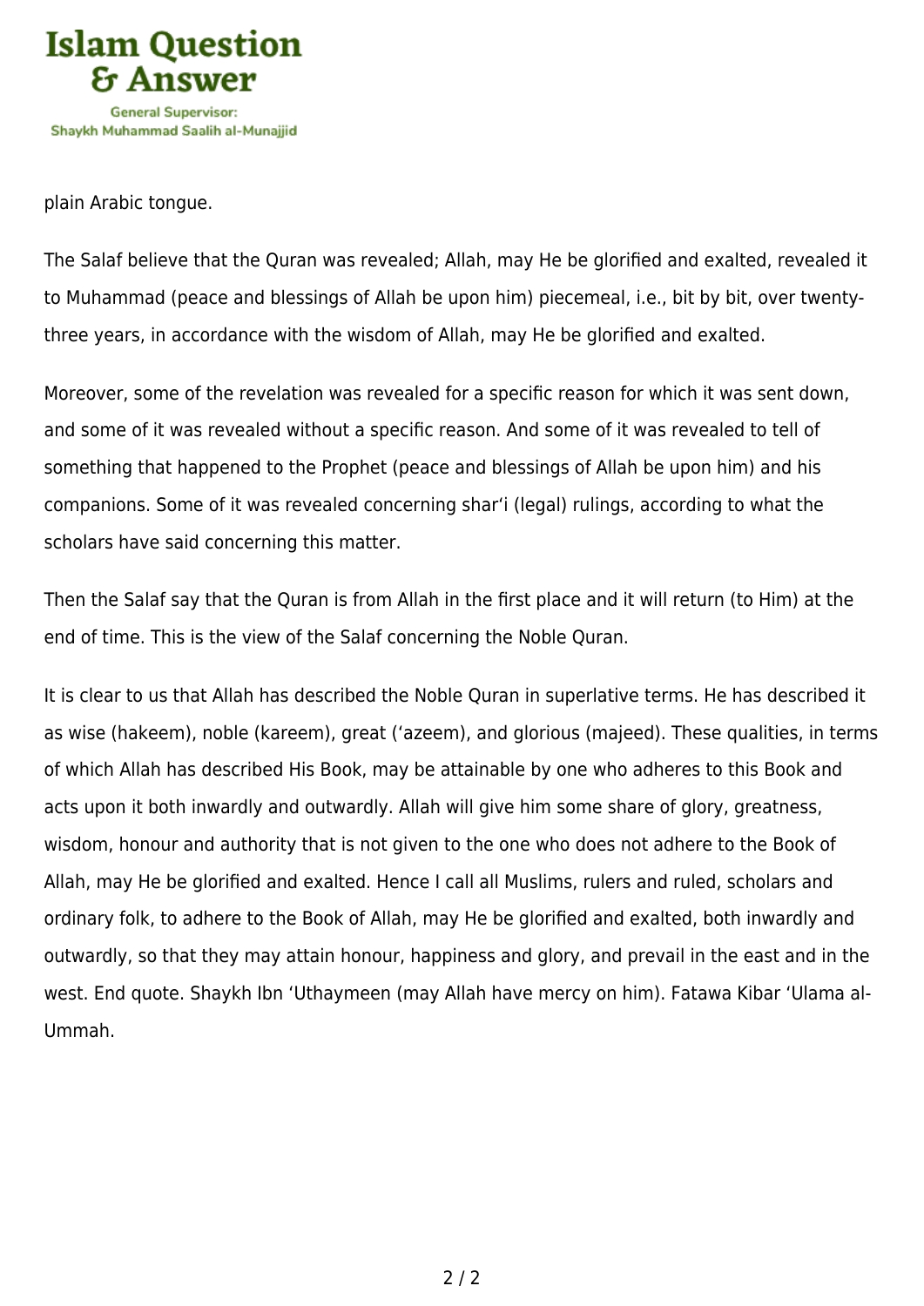plain Arabic tongue.

The Salaf believe that the Quran was revealed; Allah, may He be glorified and exalted, revealed it to Muhammad (peace and blessings of Allah be upon him) piecemeal, i.e., bit by bit, over twenty-three years, in accordance with the wisdom of Allah, may He be glorified and exalted.

Moreover, some of the revelation was revealed for a specific reason for which it was sent down, and some of it was revealed without a specific reason. And some of it was revealed to tell of something that happened to the Prophet (peace and blessings of Allah be upon him) and his companions. Some of it was revealed concerning shar'i (legal) rulings, according to what the scholars have said concerning this matter.

Then the Salaf say that the Quran is from Allah in the first place and it will return (to Him) at the end of time. This is the view of the Salaf concerning the Noble Quran.

It is clear to us that Allah has described the Noble Quran in superlative terms. He has described it as wise (hakeem), noble (kareem), great ('azeem), and glorious (majeed). These qualities, in terms of which Allah has described His Book, may be attainable by one who adheres to this Book and acts upon it both inwardly and outwardly. Allah will give him some share of glory, greatness, wisdom, honour and authority that is not given to the one who does not adhere to the Book of Allah, may He be glorified and exalted. Hence I call all Muslims, rulers and ruled, scholars and ordinary folk, to adhere to the Book of Allah, may He be glorified and exalted, both inwardly and outwardly, so that they may attain honour, happiness and glory, and prevail in the east and in the west. End quote. Shaykh Ibn 'Uthaymeen (may Allah have mercy on him). Fatawa Kibar 'Ulama al-Ummah.